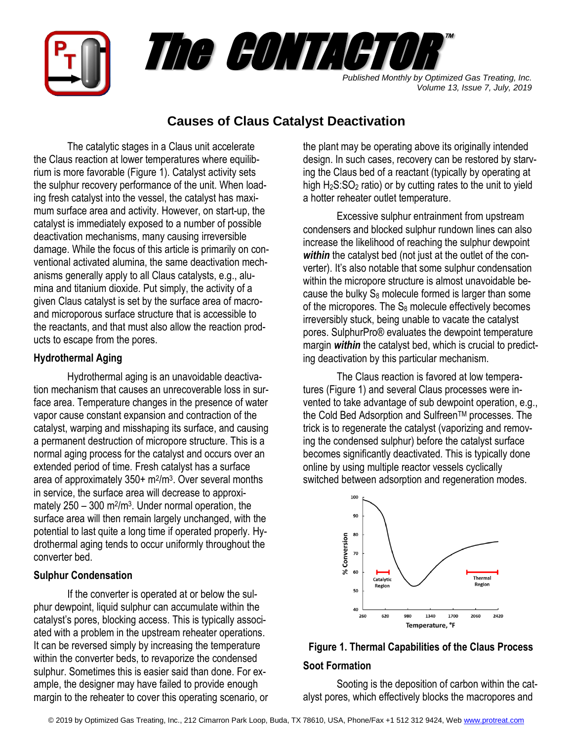# The CONTACTOR™

*Published Monthly by Optimized Gas Treating, Inc.*
*Volume 13, Issue 7, July, 2019*

## Causes of Claus Catalyst Deactivation

The catalytic stages in a Claus unit accelerate the Claus reaction at lower temperatures where equilibrium is more favorable (Figure 1). Catalyst activity sets the sulphur recovery performance of the unit. When loading fresh catalyst into the vessel, the catalyst has maximum surface area and activity. However, on start-up, the catalyst is immediately exposed to a number of possible deactivation mechanisms, many causing irreversible damage. While the focus of this article is primarily on conventional activated alumina, the same deactivation mechanisms generally apply to all Claus catalysts, e.g., alumina and titanium dioxide. Put simply, the activity of a given Claus catalyst is set by the surface area of macro- and microporous surface structure that is accessible to the reactants, and that must also allow the reaction products to escape from the pores.

### Hydrothermal Aging

Hydrothermal aging is an unavoidable deactivation mechanism that causes an unrecoverable loss in surface area. Temperature changes in the presence of water vapor cause constant expansion and contraction of the catalyst, warping and misshaping its surface, and causing a permanent destruction of micropore structure. This is a normal aging process for the catalyst and occurs over an extended period of time. Fresh catalyst has a surface area of approximately 350+ $m^2/m^3$. Over several months in service, the surface area will decrease to approximately 250 – 300 $m^2/m^3$. Under normal operation, the surface area will then remain largely unchanged, with the potential to last quite a long time if operated properly. Hydrothermal aging tends to occur uniformly throughout the converter bed.

### Sulphur Condensation

If the converter is operated at or below the sulphur dewpoint, liquid sulphur can accumulate within the catalyst's pores, blocking access. This is typically associated with a problem in the upstream reheater operations. It can be reversed simply by increasing the temperature within the converter beds, to revaporize the condensed sulphur. Sometimes this is easier said than done. For example, the designer may have failed to provide enough margin to the reheater to cover this operating scenario, or the plant may be operating above its originally intended design. In such cases, recovery can be restored by starving the Claus bed of a reactant (typically by operating at high $H_2S{:}SO_2$ ratio) or by cutting rates to the unit to yield a hotter reheater outlet temperature.

Excessive sulphur entrainment from upstream condensers and blocked sulphur rundown lines can also increase the likelihood of reaching the sulphur dewpoint ***within*** the catalyst bed (not just at the outlet of the converter). It's also notable that some sulphur condensation within the micropore structure is almost unavoidable because the bulky $S_8$ molecule formed is larger than some of the micropores. The $S_8$ molecule effectively becomes irreversibly stuck, being unable to vacate the catalyst pores. SulphurPro® evaluates the dewpoint temperature margin ***within*** the catalyst bed, which is crucial to predicting deactivation by this particular mechanism.

The Claus reaction is favored at low temperatures (Figure 1) and several Claus processes were invented to take advantage of sub dewpoint operation, e.g., the Cold Bed Adsorption and Sulfreen™ processes. The trick is to regenerate the catalyst (vaporizing and removing the condensed sulphur) before the catalyst surface becomes significantly deactivated. This is typically done online by using multiple reactor vessels cyclically switched between adsorption and regeneration modes.

**Figure 1. Thermal Capabilities of the Claus Process**

### Soot Formation

Sooting is the deposition of carbon within the catalyst pores, which effectively blocks the macropores and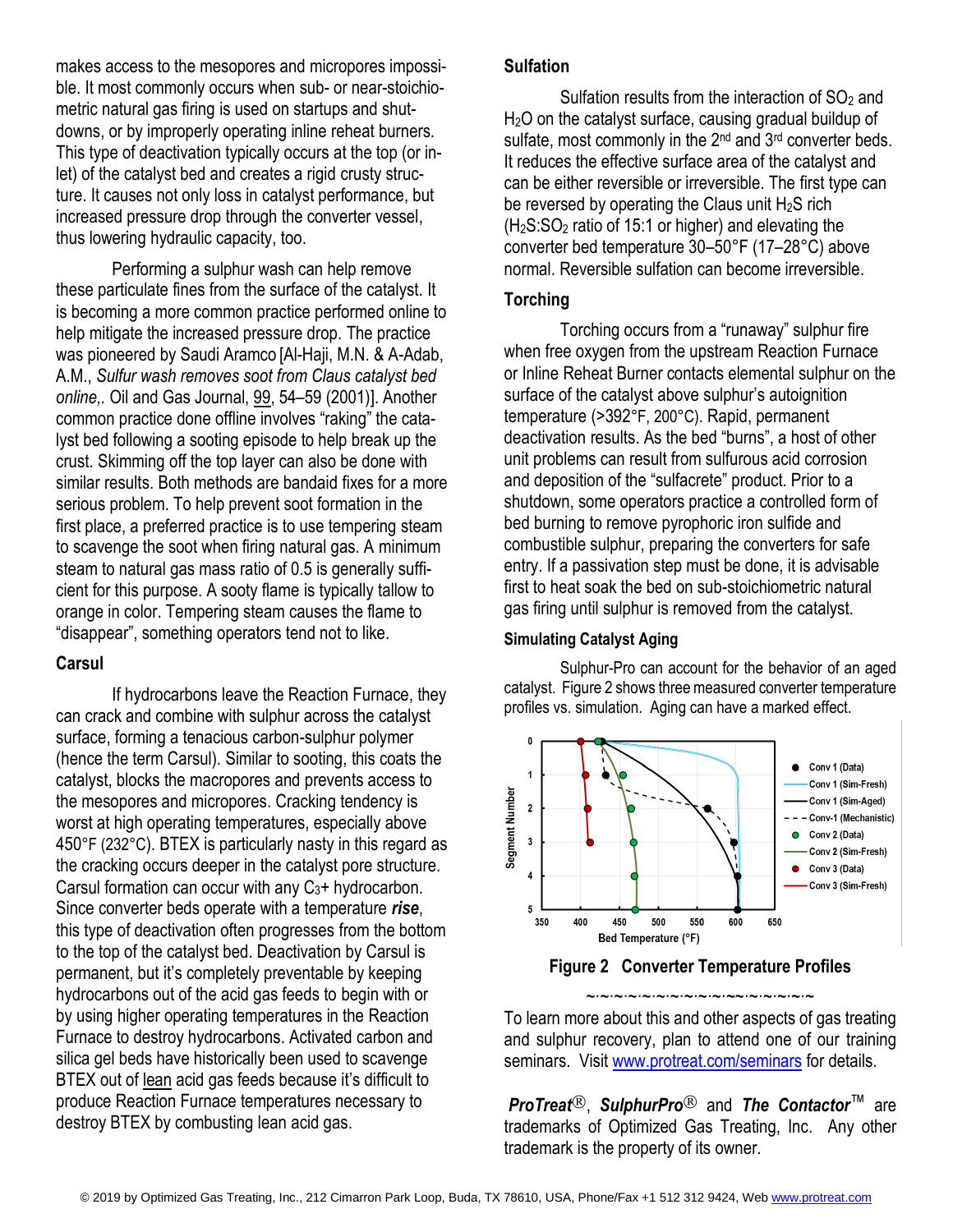makes access to the mesopores and micropores impossible. It most commonly occurs when sub- or near-stoichiometric natural gas firing is used on startups and shutdowns, or by improperly operating inline reheat burners. This type of deactivation typically occurs at the top (or inlet) of the catalyst bed and creates a rigid crusty structure. It causes not only loss in catalyst performance, but increased pressure drop through the converter vessel, thus lowering hydraulic capacity, too.

Performing a sulphur wash can help remove these particulate fines from the surface of the catalyst. It is becoming a more common practice performed online to help mitigate the increased pressure drop. The practice was pioneered by Saudi Aramco [Al-Haji, M.N. & A-Adab, A.M., *Sulfur wash removes soot from Claus catalyst bed online,*. Oil and Gas Journal, 99, 54–59 (2001)]. Another common practice done offline involves "raking" the catalyst bed following a sooting episode to help break up the crust. Skimming off the top layer can also be done with similar results. Both methods are bandaid fixes for a more serious problem. To help prevent soot formation in the first place, a preferred practice is to use tempering steam to scavenge the soot when firing natural gas. A minimum steam to natural gas mass ratio of 0.5 is generally sufficient for this purpose. A sooty flame is typically tallow to orange in color. Tempering steam causes the flame to "disappear", something operators tend not to like.

## Carsul

If hydrocarbons leave the Reaction Furnace, they can crack and combine with sulphur across the catalyst surface, forming a tenacious carbon-sulphur polymer (hence the term Carsul). Similar to sooting, this coats the catalyst, blocks the macropores and prevents access to the mesopores and micropores. Cracking tendency is worst at high operating temperatures, especially above 450°F (232°C). BTEX is particularly nasty in this regard as the cracking occurs deeper in the catalyst pore structure. Carsul formation can occur with any $C_3$+ hydrocarbon. Since converter beds operate with a temperature ***rise***, this type of deactivation often progresses from the bottom to the top of the catalyst bed. Deactivation by Carsul is permanent, but it's completely preventable by keeping hydrocarbons out of the acid gas feeds to begin with or by using higher operating temperatures in the Reaction Furnace to destroy hydrocarbons. Activated carbon and silica gel beds have historically been used to scavenge BTEX out of lean acid gas feeds because it's difficult to produce Reaction Furnace temperatures necessary to destroy BTEX by combusting lean acid gas.

## Sulfation

Sulfation results from the interaction of $SO_2$ and $H_2O$ on the catalyst surface, causing gradual buildup of sulfate, most commonly in the 2nd and 3rd converter beds. It reduces the effective surface area of the catalyst and can be either reversible or irreversible. The first type can be reversed by operating the Claus unit $H_2S$ rich ($H_2S$:$SO_2$ ratio of 15:1 or higher) and elevating the converter bed temperature 30–50°F (17–28°C) above normal. Reversible sulfation can become irreversible.

## Torching

Torching occurs from a "runaway" sulphur fire when free oxygen from the upstream Reaction Furnace or Inline Reheat Burner contacts elemental sulphur on the surface of the catalyst above sulphur's autoignition temperature (>392°F, 200°C). Rapid, permanent deactivation results. As the bed "burns", a host of other unit problems can result from sulfurous acid corrosion and deposition of the "sulfacrete" product. Prior to a shutdown, some operators practice a controlled form of bed burning to remove pyrophoric iron sulfide and combustible sulphur, preparing the converters for safe entry. If a passivation step must be done, it is advisable first to heat soak the bed on sub-stoichiometric natural gas firing until sulphur is removed from the catalyst.

### Simulating Catalyst Aging

Sulphur-Pro can account for the behavior of an aged catalyst. Figure 2 shows three measured converter temperature profiles vs. simulation. Aging can have a marked effect.

Segment Number
0
1
2
3
4
5
350
400
450
500
550
600
650
Bed Temperature (°F)
Conv 1 (Data)
Conv 1 (Sim-Fresh)
Conv 1 (Sim-Aged)
Conv-1 (Mechanistic)
Conv 2 (Data)
Conv 2 (Sim-Fresh)
Conv 3 (Data)
Conv 3 (Sim-Fresh)

**Figure 2 Converter Temperature Profiles**

~·~·~·~·~·~·~·~·~·~·~·~·~·~·~·~·~·~

To learn more about this and other aspects of gas treating and sulphur recovery, plan to attend one of our training seminars. Visit www.protreat.com/seminars for details.

***ProTreat***®, ***SulphurPro***® and ***The Contactor***™ are trademarks of Optimized Gas Treating, Inc. Any other trademark is the property of its owner.